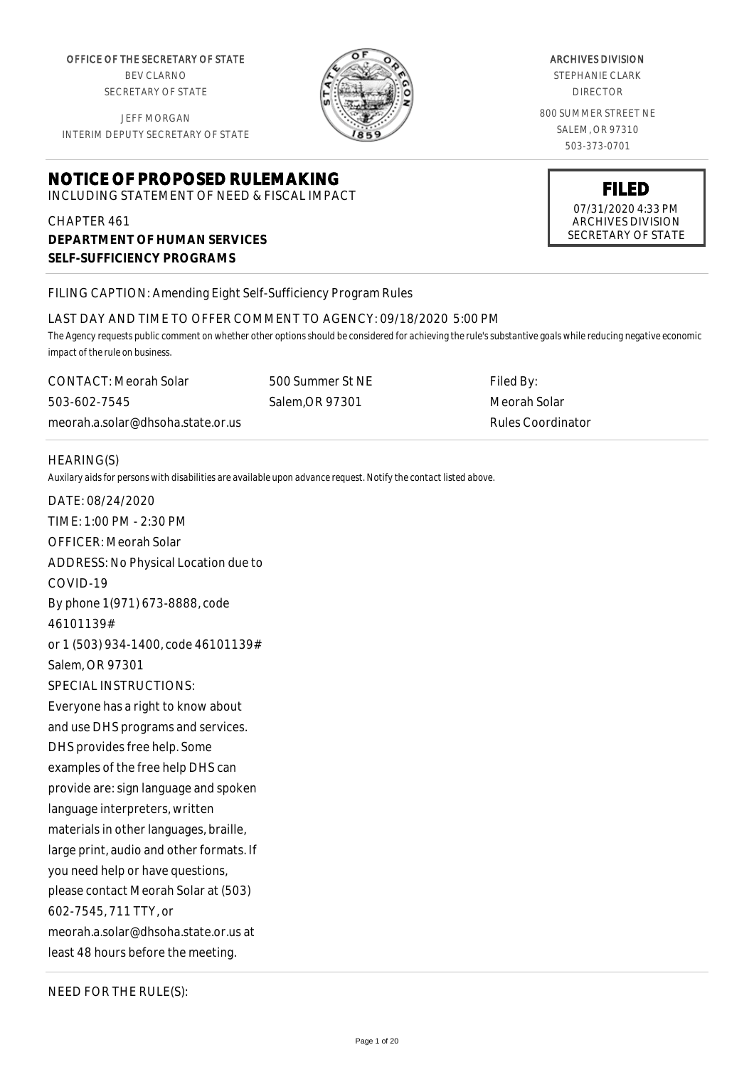OFFICE OF THE SECRETARY OF STATE
BEV CLARNO
SECRETARY OF STATE

JEFF MORGAN
INTERIM DEPUTY SECRETARY OF STATE

ARCHIVES DIVISION
STEPHANIE CLARK
DIRECTOR

800 SUMMER STREET NE
SALEM, OR 97310
503-373-0701

# NOTICE OF PROPOSED RULEMAKING

INCLUDING STATEMENT OF NEED & FISCAL IMPACT

**FILED**
07/31/2020 4:33 PM
ARCHIVES DIVISION
SECRETARY OF STATE

CHAPTER 461
**DEPARTMENT OF HUMAN SERVICES**
**SELF-SUFFICIENCY PROGRAMS**

FILING CAPTION: Amending Eight Self-Sufficiency Program Rules

LAST DAY AND TIME TO OFFER COMMENT TO AGENCY: 09/18/2020 5:00 PM

*The Agency requests public comment on whether other options should be considered for achieving the rule's substantive goals while reducing negative economic impact of the rule on business.*

CONTACT: Meorah Solar
503-602-7545
meorah.a.solar@dhsoha.state.or.us

500 Summer St NE
Salem,OR 97301

Filed By:
Meorah Solar
Rules Coordinator

HEARING(S)

*Auxilary aids for persons with disabilities are available upon advance request. Notify the contact listed above.*

DATE: 08/24/2020
TIME: 1:00 PM - 2:30 PM
OFFICER: Meorah Solar
ADDRESS: No Physical Location due to COVID-19
By phone 1(971) 673-8888, code 46101139#
or 1 (503) 934-1400, code 46101139#
Salem, OR 97301
SPECIAL INSTRUCTIONS:
Everyone has a right to know about and use DHS programs and services. DHS provides free help. Some examples of the free help DHS can provide are: sign language and spoken language interpreters, written materials in other languages, braille, large print, audio and other formats. If you need help or have questions, please contact Meorah Solar at (503) 602-7545, 711 TTY, or meorah.a.solar@dhsoha.state.or.us at least 48 hours before the meeting.

NEED FOR THE RULE(S):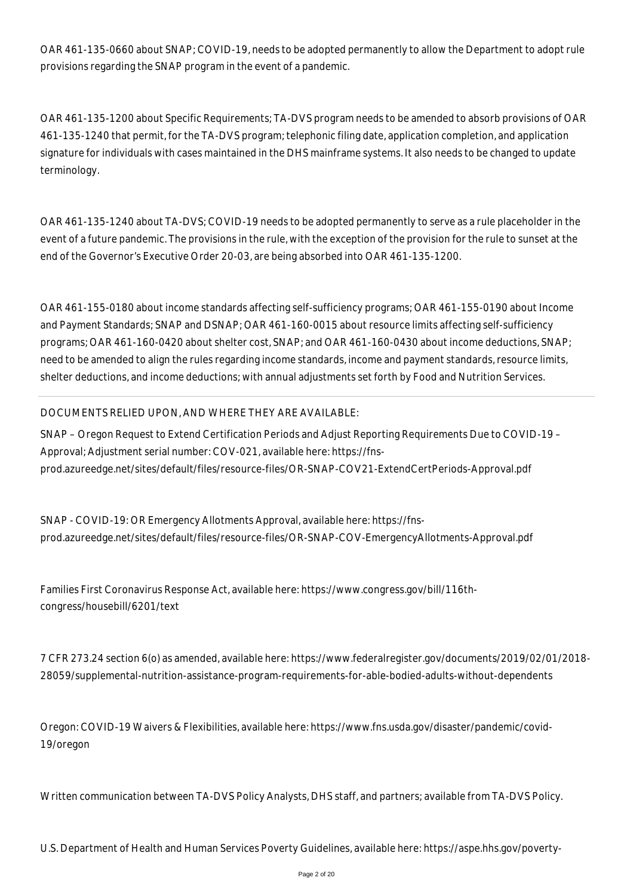OAR 461-135-0660 about SNAP; COVID-19, needs to be adopted permanently to allow the Department to adopt rule provisions regarding the SNAP program in the event of a pandemic.

OAR 461-135-1200 about Specific Requirements; TA-DVS program needs to be amended to absorb provisions of OAR 461-135-1240 that permit, for the TA-DVS program; telephonic filing date, application completion, and application signature for individuals with cases maintained in the DHS mainframe systems. It also needs to be changed to update terminology.

OAR 461-135-1240 about TA-DVS; COVID-19 needs to be adopted permanently to serve as a rule placeholder in the event of a future pandemic. The provisions in the rule, with the exception of the provision for the rule to sunset at the end of the Governor's Executive Order 20-03, are being absorbed into OAR 461-135-1200.

OAR 461-155-0180 about income standards affecting self-sufficiency programs; OAR 461-155-0190 about Income and Payment Standards; SNAP and DSNAP; OAR 461-160-0015 about resource limits affecting self-sufficiency programs; OAR 461-160-0420 about shelter cost, SNAP; and OAR 461-160-0430 about income deductions, SNAP; need to be amended to align the rules regarding income standards, income and payment standards, resource limits, shelter deductions, and income deductions; with annual adjustments set forth by Food and Nutrition Services.

---

DOCUMENTS RELIED UPON, AND WHERE THEY ARE AVAILABLE:

SNAP – Oregon Request to Extend Certification Periods and Adjust Reporting Requirements Due to COVID-19 – Approval; Adjustment serial number: COV-021, available here: https://fns-prod.azureedge.net/sites/default/files/resource-files/OR-SNAP-COV21-ExtendCertPeriods-Approval.pdf

SNAP - COVID-19: OR Emergency Allotments Approval, available here: https://fns-prod.azureedge.net/sites/default/files/resource-files/OR-SNAP-COV-EmergencyAllotments-Approval.pdf

Families First Coronavirus Response Act, available here: https://www.congress.gov/bill/116th-congress/housebill/6201/text

7 CFR 273.24 section 6(o) as amended, available here: https://www.federalregister.gov/documents/2019/02/01/2018-28059/supplemental-nutrition-assistance-program-requirements-for-able-bodied-adults-without-dependents

Oregon: COVID-19 Waivers & Flexibilities, available here: https://www.fns.usda.gov/disaster/pandemic/covid-19/oregon

Written communication between TA-DVS Policy Analysts, DHS staff, and partners; available from TA-DVS Policy.

U.S. Department of Health and Human Services Poverty Guidelines, available here: https://aspe.hhs.gov/poverty-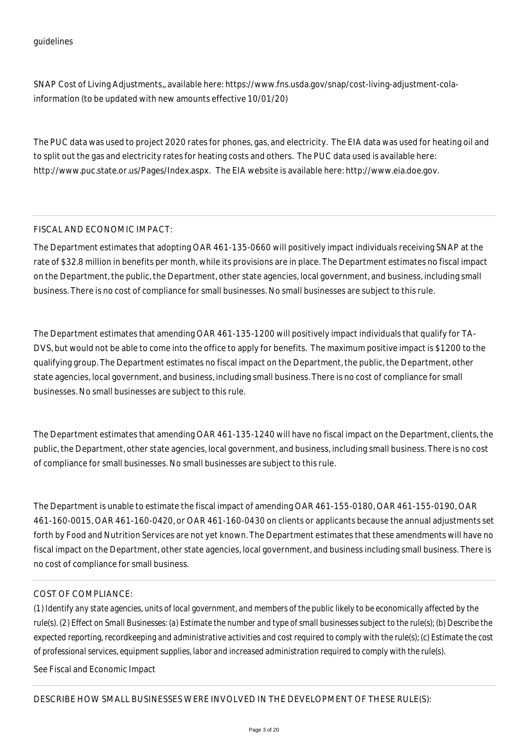guidelines

SNAP Cost of Living Adjustments,, available here: https://www.fns.usda.gov/snap/cost-living-adjustment-cola-information (to be updated with new amounts effective 10/01/20)

The PUC data was used to project 2020 rates for phones, gas, and electricity. The EIA data was used for heating oil and to split out the gas and electricity rates for heating costs and others. The PUC data used is available here: http://www.puc.state.or.us/Pages/Index.aspx. The EIA website is available here: http://www.eia.doe.gov.

## FISCAL AND ECONOMIC IMPACT:

The Department estimates that adopting OAR 461-135-0660 will positively impact individuals receiving SNAP at the rate of $32.8 million in benefits per month, while its provisions are in place. The Department estimates no fiscal impact on the Department, the public, the Department, other state agencies, local government, and business, including small business. There is no cost of compliance for small businesses. No small businesses are subject to this rule.

The Department estimates that amending OAR 461-135-1200 will positively impact individuals that qualify for TA-DVS, but would not be able to come into the office to apply for benefits. The maximum positive impact is $1200 to the qualifying group. The Department estimates no fiscal impact on the Department, the public, the Department, other state agencies, local government, and business, including small business. There is no cost of compliance for small businesses. No small businesses are subject to this rule.

The Department estimates that amending OAR 461-135-1240 will have no fiscal impact on the Department, clients, the public, the Department, other state agencies, local government, and business, including small business. There is no cost of compliance for small businesses. No small businesses are subject to this rule.

The Department is unable to estimate the fiscal impact of amending OAR 461-155-0180, OAR 461-155-0190, OAR 461-160-0015, OAR 461-160-0420, or OAR 461-160-0430 on clients or applicants because the annual adjustments set forth by Food and Nutrition Services are not yet known. The Department estimates that these amendments will have no fiscal impact on the Department, other state agencies, local government, and business including small business. There is no cost of compliance for small business.

## COST OF COMPLIANCE:

*(1) Identify any state agencies, units of local government, and members of the public likely to be economically affected by the rule(s). (2) Effect on Small Businesses: (a) Estimate the number and type of small businesses subject to the rule(s); (b) Describe the expected reporting, recordkeeping and administrative activities and cost required to comply with the rule(s); (c) Estimate the cost of professional services, equipment supplies, labor and increased administration required to comply with the rule(s).*

See Fiscal and Economic Impact

## DESCRIBE HOW SMALL BUSINESSES WERE INVOLVED IN THE DEVELOPMENT OF THESE RULE(S):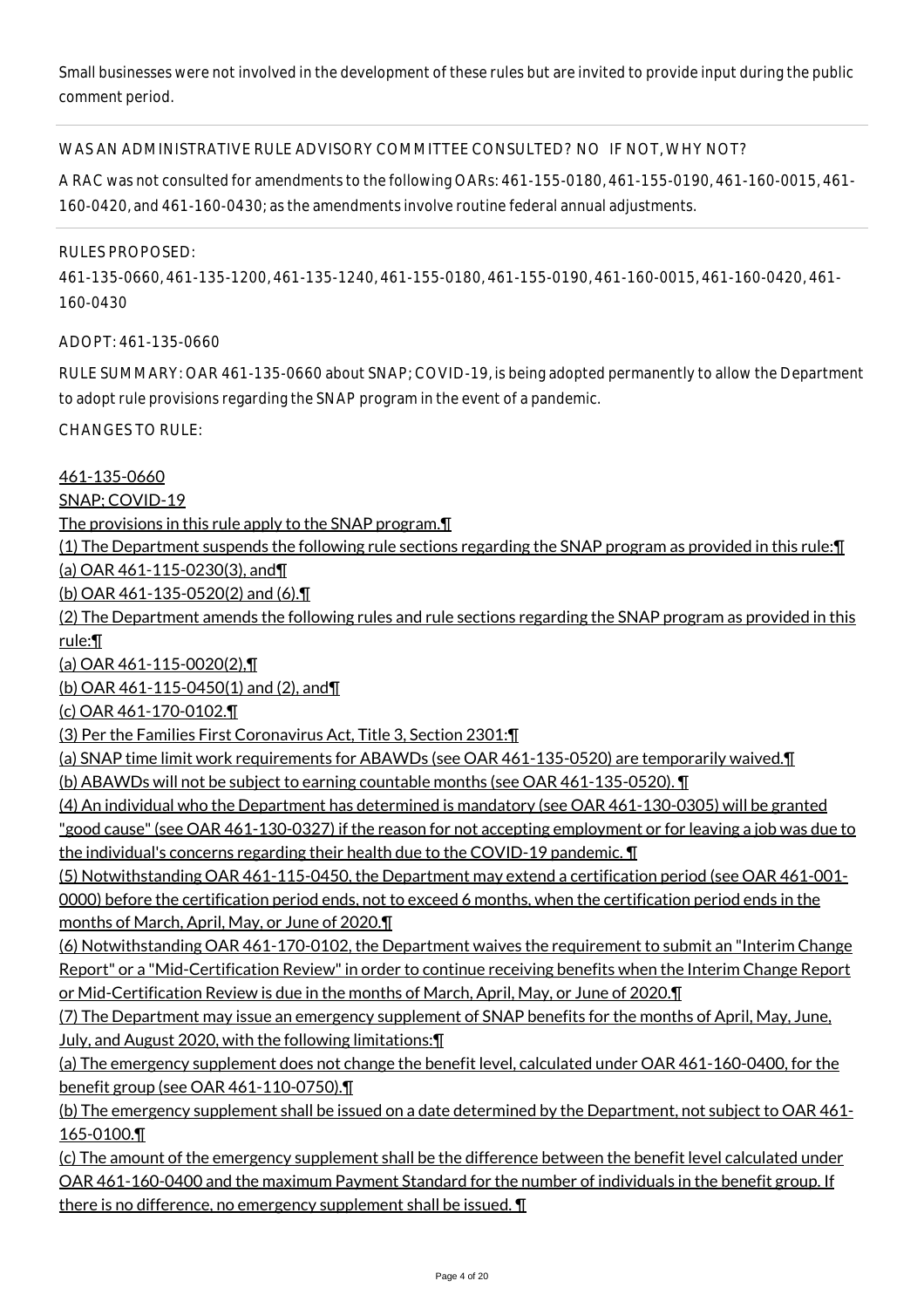Small businesses were not involved in the development of these rules but are invited to provide input during the public comment period.

WAS AN ADMINISTRATIVE RULE ADVISORY COMMITTEE CONSULTED? NO IF NOT, WHY NOT?

A RAC was not consulted for amendments to the following OARs: 461-155-0180, 461-155-0190, 461-160-0015, 461-160-0420, and 461-160-0430; as the amendments involve routine federal annual adjustments.

RULES PROPOSED:

461-135-0660, 461-135-1200, 461-135-1240, 461-155-0180, 461-155-0190, 461-160-0015, 461-160-0420, 461-160-0430

ADOPT: 461-135-0660

RULE SUMMARY: OAR 461-135-0660 about SNAP; COVID-19, is being adopted permanently to allow the Department to adopt rule provisions regarding the SNAP program in the event of a pandemic.

CHANGES TO RULE:

461-135-0660
SNAP; COVID-19
The provisions in this rule apply to the SNAP program.¶
(1) The Department suspends the following rule sections regarding the SNAP program as provided in this rule:¶
(a) OAR 461-115-0230(3), and¶
(b) OAR 461-135-0520(2) and (6).¶
(2) The Department amends the following rules and rule sections regarding the SNAP program as provided in this rule:¶
(a) OAR 461-115-0020(2),¶
(b) OAR 461-115-0450(1) and (2), and¶
(c) OAR 461-170-0102.¶
(3) Per the Families First Coronavirus Act, Title 3, Section 2301:¶
(a) SNAP time limit work requirements for ABAWDs (see OAR 461-135-0520) are temporarily waived.¶
(b) ABAWDs will not be subject to earning countable months (see OAR 461-135-0520). ¶
(4) An individual who the Department has determined is mandatory (see OAR 461-130-0305) will be granted "good cause" (see OAR 461-130-0327) if the reason for not accepting employment or for leaving a job was due to the individual's concerns regarding their health due to the COVID-19 pandemic. ¶
(5) Notwithstanding OAR 461-115-0450, the Department may extend a certification period (see OAR 461-001-0000) before the certification period ends, not to exceed 6 months, when the certification period ends in the months of March, April, May, or June of 2020.¶
(6) Notwithstanding OAR 461-170-0102, the Department waives the requirement to submit an "Interim Change Report" or a "Mid-Certification Review" in order to continue receiving benefits when the Interim Change Report or Mid-Certification Review is due in the months of March, April, May, or June of 2020.¶
(7) The Department may issue an emergency supplement of SNAP benefits for the months of April, May, June, July, and August 2020, with the following limitations:¶
(a) The emergency supplement does not change the benefit level, calculated under OAR 461-160-0400, for the benefit group (see OAR 461-110-0750).¶
(b) The emergency supplement shall be issued on a date determined by the Department, not subject to OAR 461-165-0100.¶
(c) The amount of the emergency supplement shall be the difference between the benefit level calculated under OAR 461-160-0400 and the maximum Payment Standard for the number of individuals in the benefit group. If there is no difference, no emergency supplement shall be issued. ¶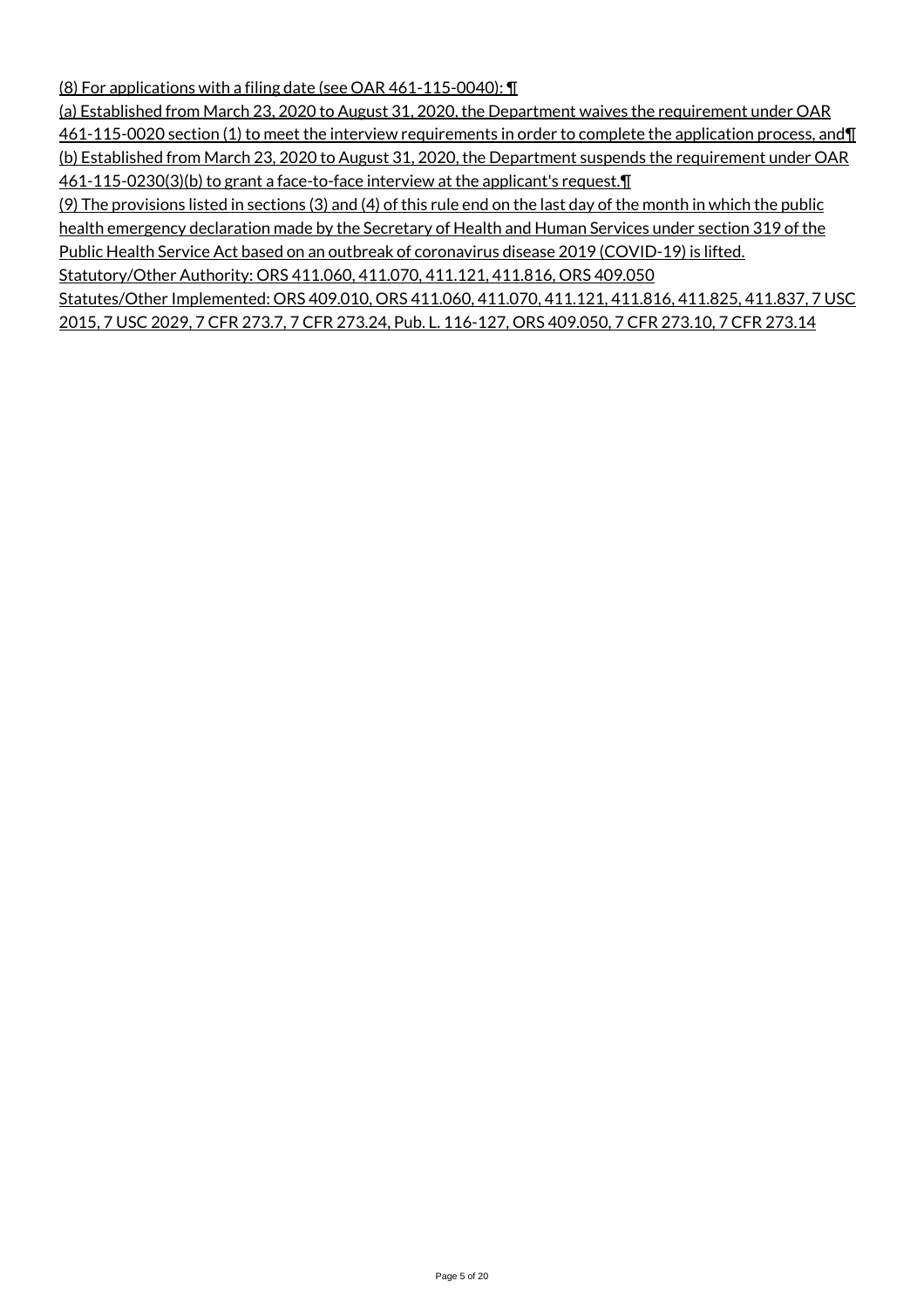(8) For applications with a filing date (see OAR 461-115-0040): ¶

(a) Established from March 23, 2020 to August 31, 2020, the Department waives the requirement under OAR 461-115-0020 section (1) to meet the interview requirements in order to complete the application process, and¶

(b) Established from March 23, 2020 to August 31, 2020, the Department suspends the requirement under OAR 461-115-0230(3)(b) to grant a face-to-face interview at the applicant's request.¶

(9) The provisions listed in sections (3) and (4) of this rule end on the last day of the month in which the public health emergency declaration made by the Secretary of Health and Human Services under section 319 of the Public Health Service Act based on an outbreak of coronavirus disease 2019 (COVID-19) is lifted.

Statutory/Other Authority: ORS 411.060, 411.070, 411.121, 411.816, ORS 409.050

Statutes/Other Implemented: ORS 409.010, ORS 411.060, 411.070, 411.121, 411.816, 411.825, 411.837, 7 USC 2015, 7 USC 2029, 7 CFR 273.7, 7 CFR 273.24, Pub. L. 116-127, ORS 409.050, 7 CFR 273.10, 7 CFR 273.14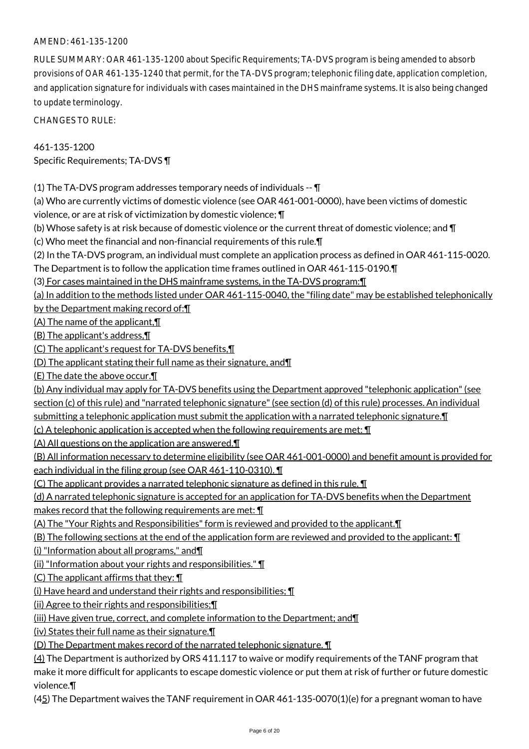AMEND: 461-135-1200

RULE SUMMARY: OAR 461-135-1200 about Specific Requirements; TA-DVS program is being amended to absorb provisions of OAR 461-135-1240 that permit, for the TA-DVS program; telephonic filing date, application completion, and application signature for individuals with cases maintained in the DHS mainframe systems. It is also being changed to update terminology.

CHANGES TO RULE:

461-135-1200
Specific Requirements; TA-DVS ¶

(1) The TA-DVS program addresses temporary needs of individuals -- ¶
(a) Who are currently victims of domestic violence (see OAR 461-001-0000), have been victims of domestic violence, or are at risk of victimization by domestic violence; ¶
(b) Whose safety is at risk because of domestic violence or the current threat of domestic violence; and ¶
(c) Who meet the financial and non-financial requirements of this rule.¶
(2) In the TA-DVS program, an individual must complete an application process as defined in OAR 461-115-0020. The Department is to follow the application time frames outlined in OAR 461-115-0190.¶
(3) For cases maintained in the DHS mainframe systems, in the TA-DVS program:¶
(a) In addition to the methods listed under OAR 461-115-0040, the "filing date" may be established telephonically by the Department making record of:¶
(A) The name of the applicant,¶
(B) The applicant's address,¶
(C) The applicant's request for TA-DVS benefits,¶
(D) The applicant stating their full name as their signature, and¶
(E) The date the above occur.¶
(b) Any individual may apply for TA-DVS benefits using the Department approved "telephonic application" (see section (c) of this rule) and "narrated telephonic signature" (see section (d) of this rule) processes. An individual submitting a telephonic application must submit the application with a narrated telephonic signature.¶
(c) A telephonic application is accepted when the following requirements are met: ¶
(A) All questions on the application are answered.¶
(B) All information necessary to determine eligibility (see OAR 461-001-0000) and benefit amount is provided for each individual in the filing group (see OAR 461-110-0310). ¶
(C) The applicant provides a narrated telephonic signature as defined in this rule. ¶
(d) A narrated telephonic signature is accepted for an application for TA-DVS benefits when the Department makes record that the following requirements are met: ¶
(A) The "Your Rights and Responsibilities" form is reviewed and provided to the applicant.¶
(B) The following sections at the end of the application form are reviewed and provided to the applicant: ¶
(i) "Information about all programs," and¶
(ii) "Information about your rights and responsibilities." ¶
(C) The applicant affirms that they: ¶
(i) Have heard and understand their rights and responsibilities; ¶
(ii) Agree to their rights and responsibilities;¶
(iii) Have given true, correct, and complete information to the Department; and¶
(iv) States their full name as their signature.¶
(D) The Department makes record of the narrated telephonic signature. ¶
(4) The Department is authorized by ORS 411.117 to waive or modify requirements of the TANF program that make it more difficult for applicants to escape domestic violence or put them at risk of further or future domestic violence.¶
(45) The Department waives the TANF requirement in OAR 461-135-0070(1)(e) for a pregnant woman to have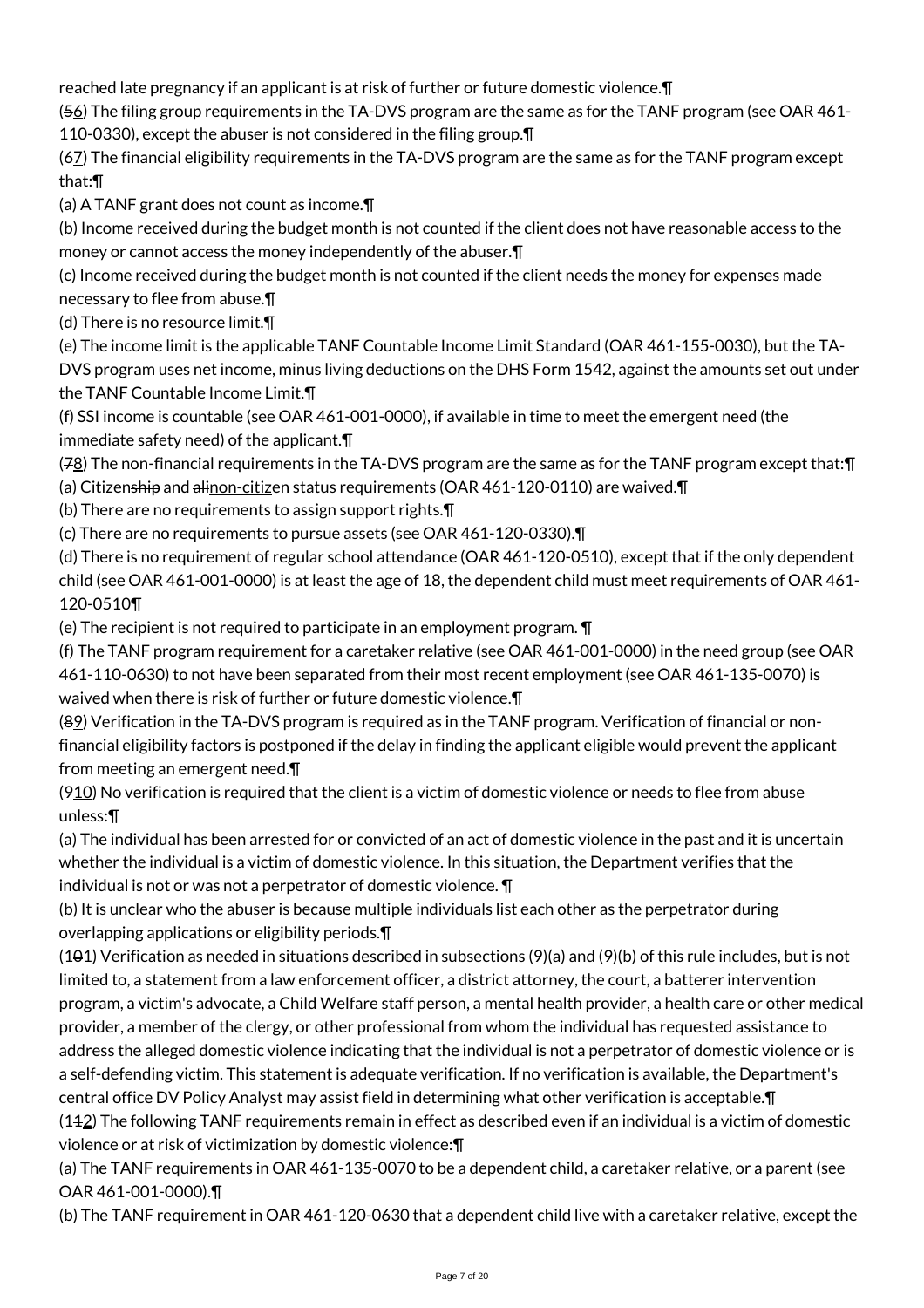reached late pregnancy if an applicant is at risk of further or future domestic violence.¶

(56) The filing group requirements in the TA-DVS program are the same as for the TANF program (see OAR 461-110-0330), except the abuser is not considered in the filing group.¶

(67) The financial eligibility requirements in the TA-DVS program are the same as for the TANF program except that:¶

(a) A TANF grant does not count as income.¶

(b) Income received during the budget month is not counted if the client does not have reasonable access to the money or cannot access the money independently of the abuser.¶

(c) Income received during the budget month is not counted if the client needs the money for expenses made necessary to flee from abuse.¶

(d) There is no resource limit.¶

(e) The income limit is the applicable TANF Countable Income Limit Standard (OAR 461-155-0030), but the TA-DVS program uses net income, minus living deductions on the DHS Form 1542, against the amounts set out under the TANF Countable Income Limit.¶

(f) SSI income is countable (see OAR 461-001-0000), if available in time to meet the emergent need (the immediate safety need) of the applicant.¶

(78) The non-financial requirements in the TA-DVS program are the same as for the TANF program except that:¶

(a) Citizenship and alinon-citizen status requirements (OAR 461-120-0110) are waived.¶

(b) There are no requirements to assign support rights.¶

(c) There are no requirements to pursue assets (see OAR 461-120-0330).¶

(d) There is no requirement of regular school attendance (OAR 461-120-0510), except that if the only dependent child (see OAR 461-001-0000) is at least the age of 18, the dependent child must meet requirements of OAR 461-120-0510¶

(e) The recipient is not required to participate in an employment program. ¶

(f) The TANF program requirement for a caretaker relative (see OAR 461-001-0000) in the need group (see OAR 461-110-0630) to not have been separated from their most recent employment (see OAR 461-135-0070) is waived when there is risk of further or future domestic violence.¶

(89) Verification in the TA-DVS program is required as in the TANF program. Verification of financial or non-financial eligibility factors is postponed if the delay in finding the applicant eligible would prevent the applicant from meeting an emergent need.¶

(910) No verification is required that the client is a victim of domestic violence or needs to flee from abuse unless:¶

(a) The individual has been arrested for or convicted of an act of domestic violence in the past and it is uncertain whether the individual is a victim of domestic violence. In this situation, the Department verifies that the individual is not or was not a perpetrator of domestic violence. ¶

(b) It is unclear who the abuser is because multiple individuals list each other as the perpetrator during overlapping applications or eligibility periods.¶

(101) Verification as needed in situations described in subsections (9)(a) and (9)(b) of this rule includes, but is not limited to, a statement from a law enforcement officer, a district attorney, the court, a batterer intervention program, a victim's advocate, a Child Welfare staff person, a mental health provider, a health care or other medical provider, a member of the clergy, or other professional from whom the individual has requested assistance to address the alleged domestic violence indicating that the individual is not a perpetrator of domestic violence or is a self-defending victim. This statement is adequate verification. If no verification is available, the Department's central office DV Policy Analyst may assist field in determining what other verification is acceptable.¶

(112) The following TANF requirements remain in effect as described even if an individual is a victim of domestic violence or at risk of victimization by domestic violence:¶

(a) The TANF requirements in OAR 461-135-0070 to be a dependent child, a caretaker relative, or a parent (see OAR 461-001-0000).¶

(b) The TANF requirement in OAR 461-120-0630 that a dependent child live with a caretaker relative, except the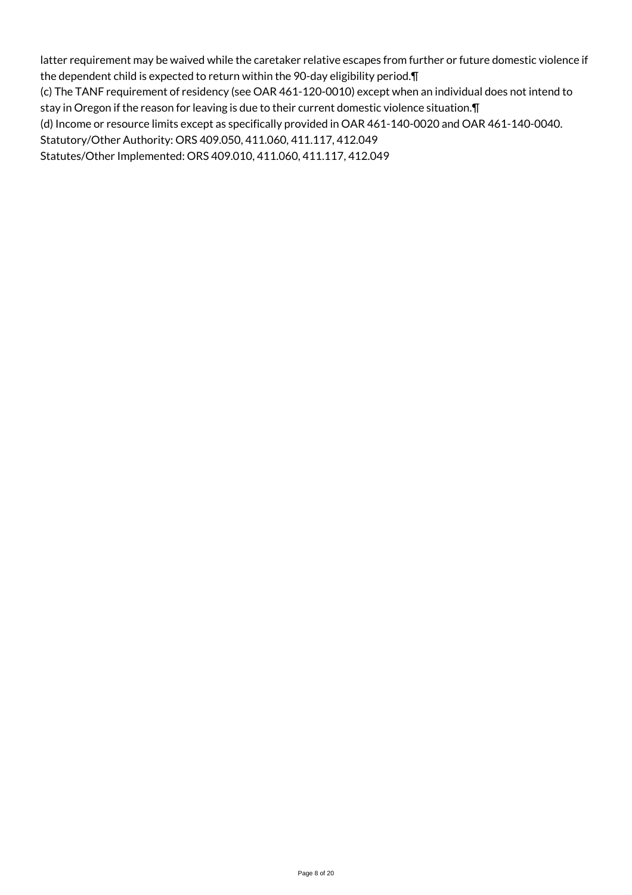latter requirement may be waived while the caretaker relative escapes from further or future domestic violence if the dependent child is expected to return within the 90-day eligibility period.¶
(c) The TANF requirement of residency (see OAR 461-120-0010) except when an individual does not intend to stay in Oregon if the reason for leaving is due to their current domestic violence situation.¶
(d) Income or resource limits except as specifically provided in OAR 461-140-0020 and OAR 461-140-0040.
Statutory/Other Authority: ORS 409.050, 411.060, 411.117, 412.049
Statutes/Other Implemented: ORS 409.010, 411.060, 411.117, 412.049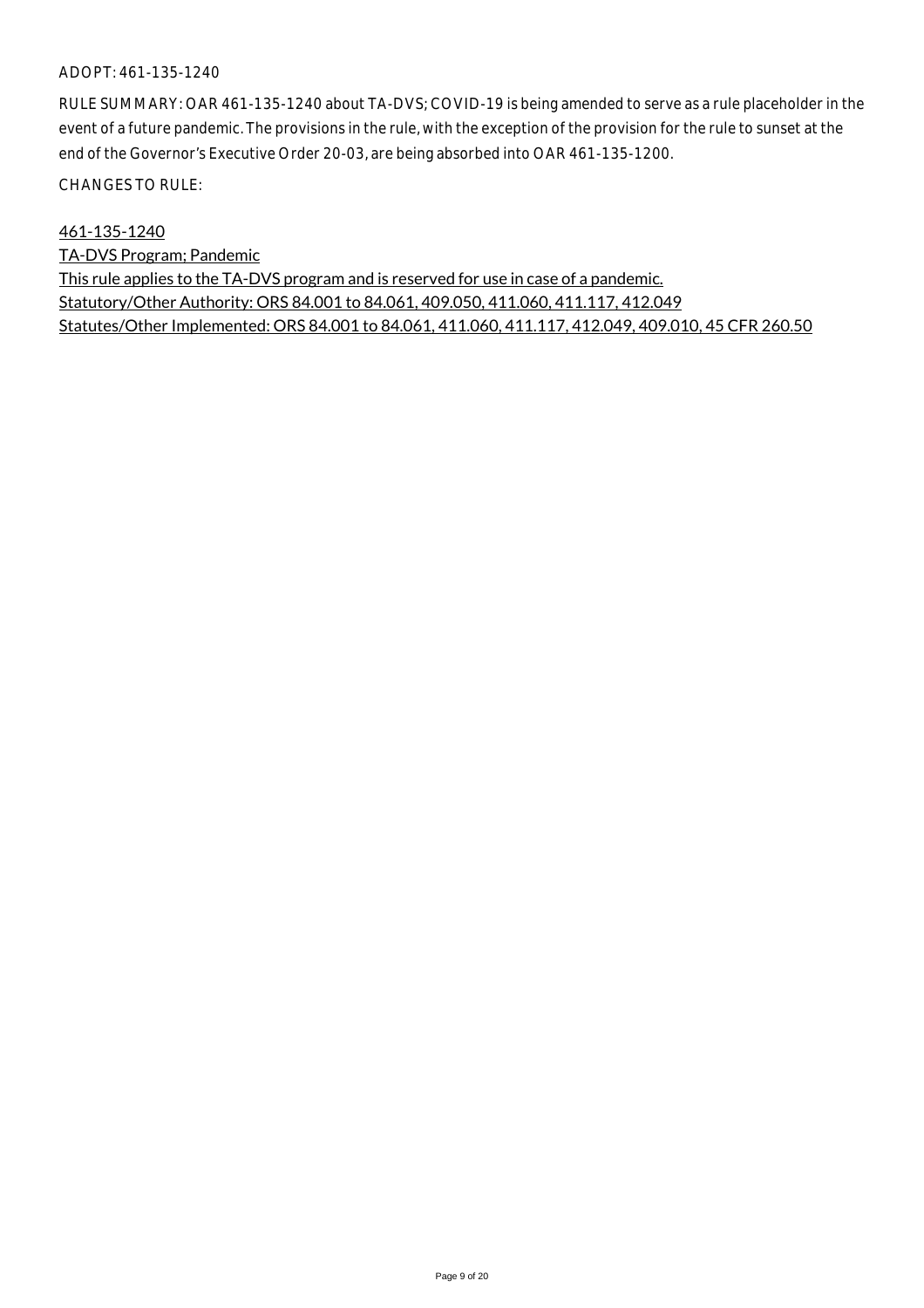ADOPT: 461-135-1240

RULE SUMMARY: OAR 461-135-1240 about TA-DVS; COVID-19 is being amended to serve as a rule placeholder in the event of a future pandemic. The provisions in the rule, with the exception of the provision for the rule to sunset at the end of the Governor's Executive Order 20-03, are being absorbed into OAR 461-135-1200.

CHANGES TO RULE:

461-135-1240
TA-DVS Program; Pandemic
This rule applies to the TA-DVS program and is reserved for use in case of a pandemic.
Statutory/Other Authority: ORS 84.001 to 84.061, 409.050, 411.060, 411.117, 412.049
Statutes/Other Implemented: ORS 84.001 to 84.061, 411.060, 411.117, 412.049, 409.010, 45 CFR 260.50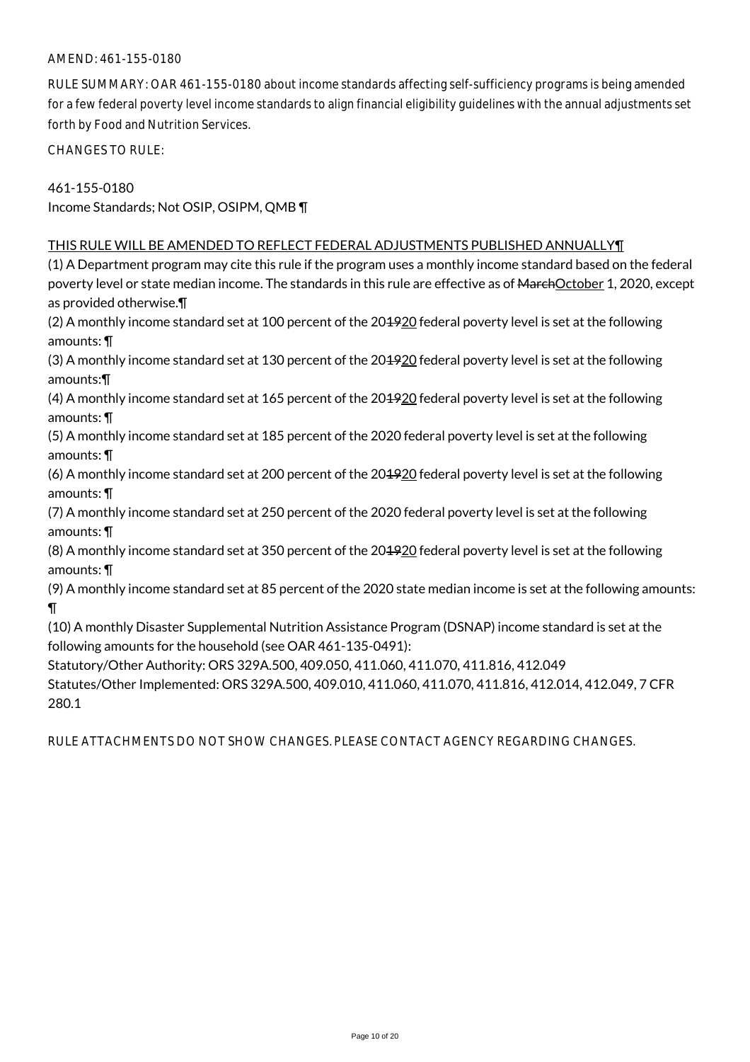AMEND: 461-155-0180

RULE SUMMARY: OAR 461-155-0180 about income standards affecting self-sufficiency programs is being amended for a few federal poverty level income standards to align financial eligibility guidelines with the annual adjustments set forth by Food and Nutrition Services.

CHANGES TO RULE:

461-155-0180
Income Standards; Not OSIP, OSIPM, QMB ¶

THIS RULE WILL BE AMENDED TO REFLECT FEDERAL ADJUSTMENTS PUBLISHED ANNUALLY¶

(1) A Department program may cite this rule if the program uses a monthly income standard based on the federal poverty level or state median income. The standards in this rule are effective as of ~~March~~October 1, 2020, except as provided otherwise.¶

(2) A monthly income standard set at 100 percent of the 20~~19~~20 federal poverty level is set at the following amounts: ¶

(3) A monthly income standard set at 130 percent of the 20~~19~~20 federal poverty level is set at the following amounts:¶

(4) A monthly income standard set at 165 percent of the 20~~19~~20 federal poverty level is set at the following amounts: ¶

(5) A monthly income standard set at 185 percent of the 2020 federal poverty level is set at the following amounts: ¶

(6) A monthly income standard set at 200 percent of the 20~~19~~20 federal poverty level is set at the following amounts: ¶

(7) A monthly income standard set at 250 percent of the 2020 federal poverty level is set at the following amounts: ¶

(8) A monthly income standard set at 350 percent of the 20~~19~~20 federal poverty level is set at the following amounts: ¶

(9) A monthly income standard set at 85 percent of the 2020 state median income is set at the following amounts: ¶

(10) A monthly Disaster Supplemental Nutrition Assistance Program (DSNAP) income standard is set at the following amounts for the household (see OAR 461-135-0491):

Statutory/Other Authority: ORS 329A.500, 409.050, 411.060, 411.070, 411.816, 412.049
Statutes/Other Implemented: ORS 329A.500, 409.010, 411.060, 411.070, 411.816, 412.014, 412.049, 7 CFR 280.1

RULE ATTACHMENTS DO NOT SHOW CHANGES. PLEASE CONTACT AGENCY REGARDING CHANGES.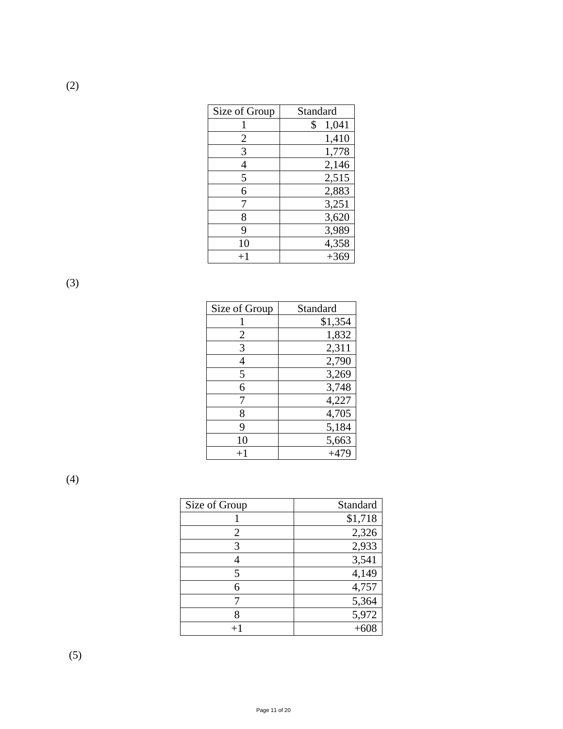(2)

| Size of Group | Standard |
|---|---|
| 1 | $ 1,041 |
| 2 | 1,410 |
| 3 | 1,778 |
| 4 | 2,146 |
| 5 | 2,515 |
| 6 | 2,883 |
| 7 | 3,251 |
| 8 | 3,620 |
| 9 | 3,989 |
| 10 | 4,358 |
| +1 | +369 |

(3)

| Size of Group | Standard |
|---|---|
| 1 | $1,354 |
| 2 | 1,832 |
| 3 | 2,311 |
| 4 | 2,790 |
| 5 | 3,269 |
| 6 | 3,748 |
| 7 | 4,227 |
| 8 | 4,705 |
| 9 | 5,184 |
| 10 | 5,663 |
| +1 | +479 |

(4)

| Size of Group | Standard |
|---|---|
| 1 | $1,718 |
| 2 | 2,326 |
| 3 | 2,933 |
| 4 | 3,541 |
| 5 | 4,149 |
| 6 | 4,757 |
| 7 | 5,364 |
| 8 | 5,972 |
| +1 | +608 |

(5)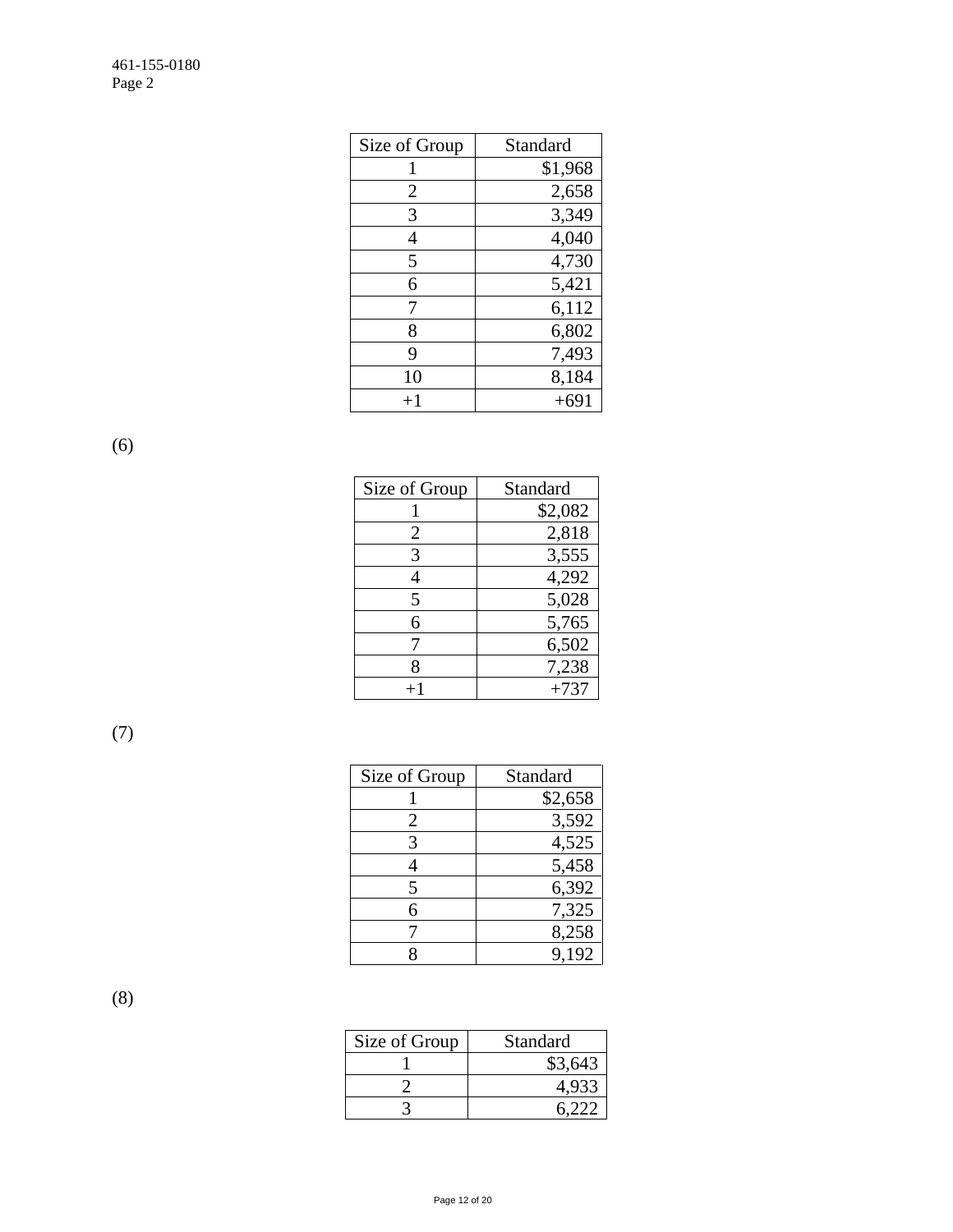| Size of Group | Standard |
|---|---|
| 1 | $1,968 |
| 2 | 2,658 |
| 3 | 3,349 |
| 4 | 4,040 |
| 5 | 4,730 |
| 6 | 5,421 |
| 7 | 6,112 |
| 8 | 6,802 |
| 9 | 7,493 |
| 10 | 8,184 |
| +1 | +691 |

(6)

| Size of Group | Standard |
|---|---|
| 1 | $2,082 |
| 2 | 2,818 |
| 3 | 3,555 |
| 4 | 4,292 |
| 5 | 5,028 |
| 6 | 5,765 |
| 7 | 6,502 |
| 8 | 7,238 |
| +1 | +737 |

(7)

| Size of Group | Standard |
|---|---|
| 1 | $2,658 |
| 2 | 3,592 |
| 3 | 4,525 |
| 4 | 5,458 |
| 5 | 6,392 |
| 6 | 7,325 |
| 7 | 8,258 |
| 8 | 9,192 |

(8)

| Size of Group | Standard |
|---|---|
| 1 | $3,643 |
| 2 | 4,933 |
| 3 | 6,222 |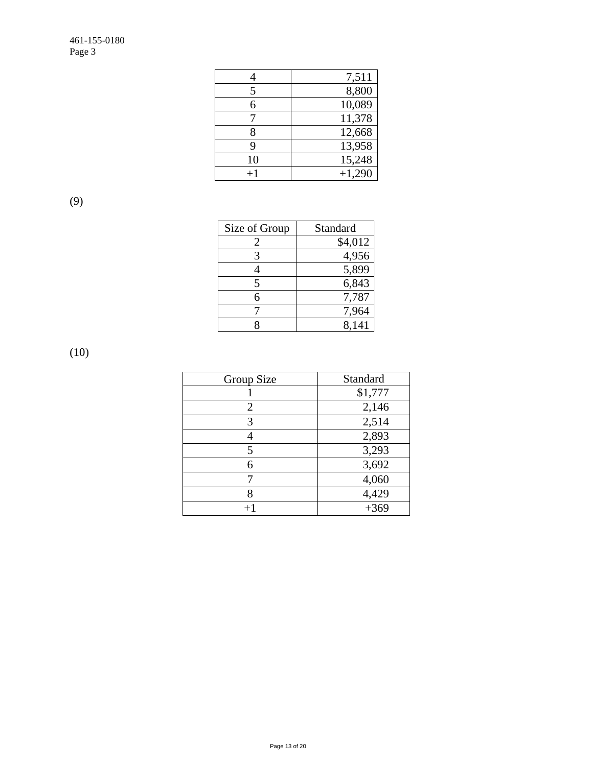| | |
|---|---|
| 4 | 7,511 |
| 5 | 8,800 |
| 6 | 10,089 |
| 7 | 11,378 |
| 8 | 12,668 |
| 9 | 13,958 |
| 10 | 15,248 |
| +1 | +1,290 |

(9)

| Size of Group | Standard |
|---|---|
| 2 | $4,012 |
| 3 | 4,956 |
| 4 | 5,899 |
| 5 | 6,843 |
| 6 | 7,787 |
| 7 | 7,964 |
| 8 | 8,141 |

(10)

| Group Size | Standard |
|---|---|
| 1 | $1,777 |
| 2 | 2,146 |
| 3 | 2,514 |
| 4 | 2,893 |
| 5 | 3,293 |
| 6 | 3,692 |
| 7 | 4,060 |
| 8 | 4,429 |
| +1 | +369 |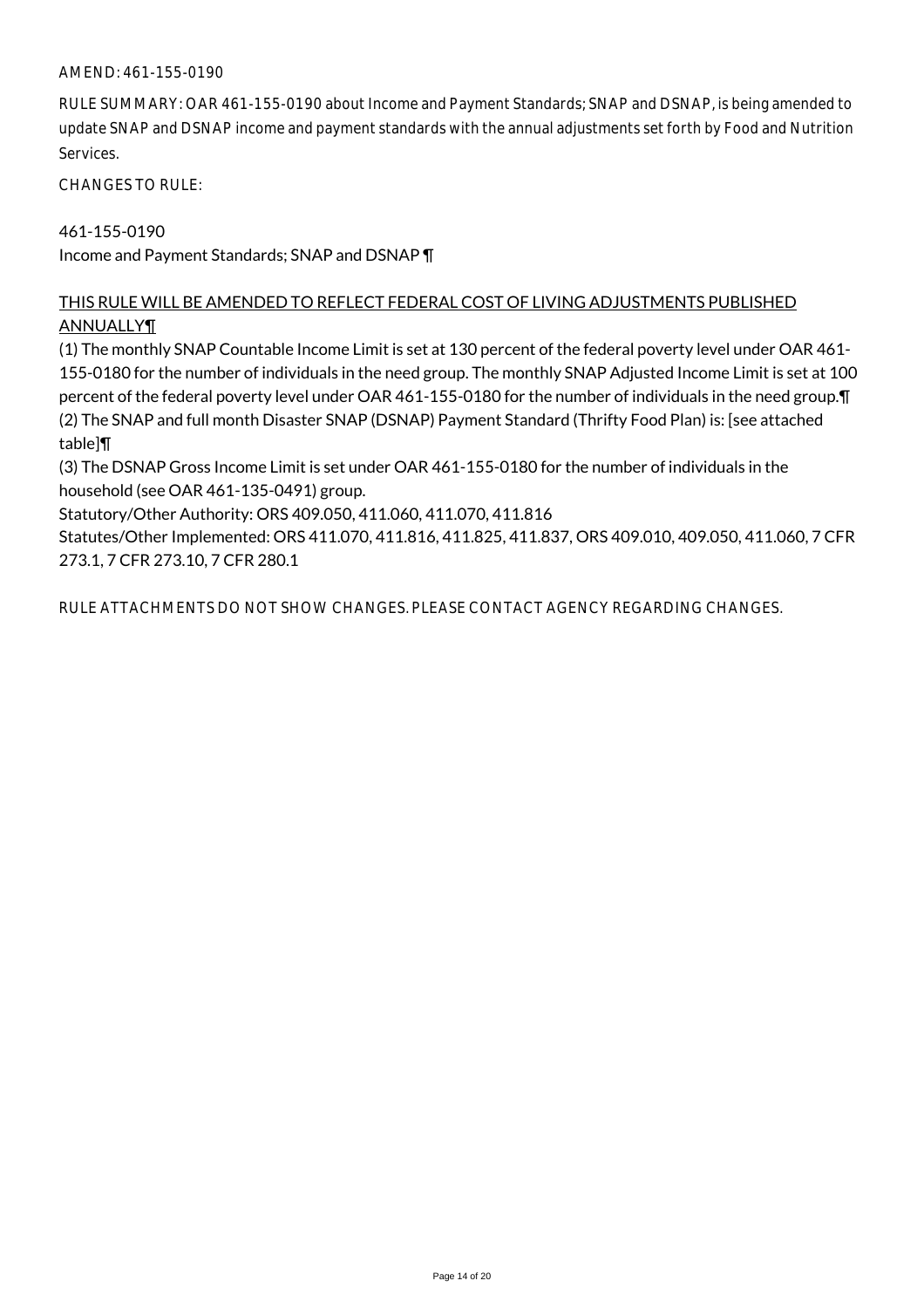AMEND: 461-155-0190

RULE SUMMARY: OAR 461-155-0190 about Income and Payment Standards; SNAP and DSNAP, is being amended to update SNAP and DSNAP income and payment standards with the annual adjustments set forth by Food and Nutrition Services.

CHANGES TO RULE:

461-155-0190
Income and Payment Standards; SNAP and DSNAP ¶

<u>THIS RULE WILL BE AMENDED TO REFLECT FEDERAL COST OF LIVING ADJUSTMENTS PUBLISHED ANNUALLY¶</u>
(1) The monthly SNAP Countable Income Limit is set at 130 percent of the federal poverty level under OAR 461-155-0180 for the number of individuals in the need group. The monthly SNAP Adjusted Income Limit is set at 100 percent of the federal poverty level under OAR 461-155-0180 for the number of individuals in the need group.¶
(2) The SNAP and full month Disaster SNAP (DSNAP) Payment Standard (Thrifty Food Plan) is: [see attached table]¶
(3) The DSNAP Gross Income Limit is set under OAR 461-155-0180 for the number of individuals in the household (see OAR 461-135-0491) group.
Statutory/Other Authority: ORS 409.050, 411.060, 411.070, 411.816
Statutes/Other Implemented: ORS 411.070, 411.816, 411.825, 411.837, ORS 409.010, 409.050, 411.060, 7 CFR 273.1, 7 CFR 273.10, 7 CFR 280.1

RULE ATTACHMENTS DO NOT SHOW CHANGES. PLEASE CONTACT AGENCY REGARDING CHANGES.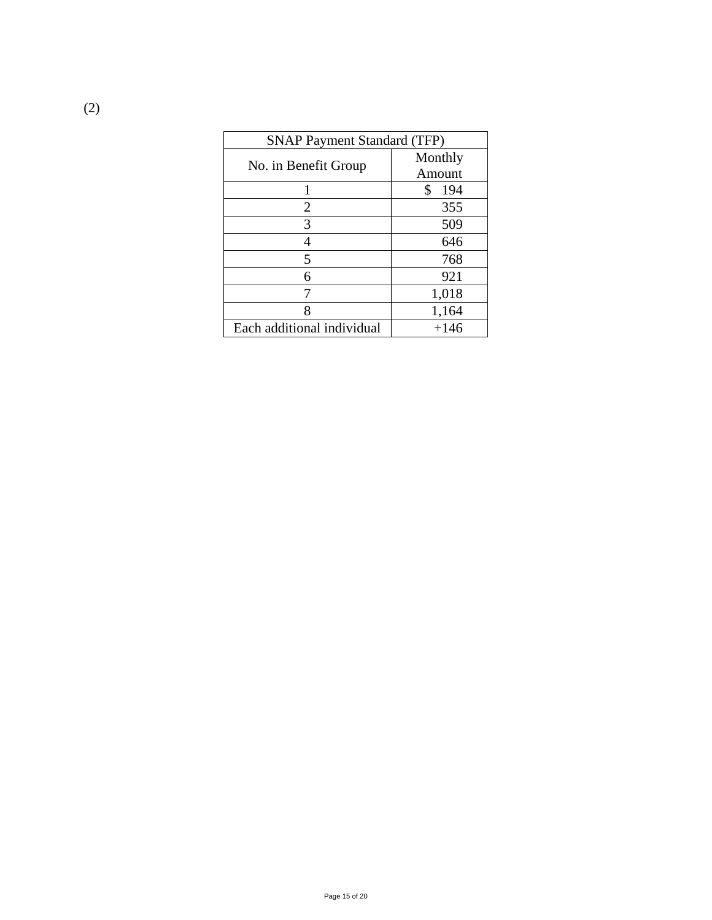(2)

| SNAP Payment Standard (TFP) | |
|---|---|
| No. in Benefit Group | Monthly Amount |
| 1 | $ 194 |
| 2 | 355 |
| 3 | 509 |
| 4 | 646 |
| 5 | 768 |
| 6 | 921 |
| 7 | 1,018 |
| 8 | 1,164 |
| Each additional individual | +146 |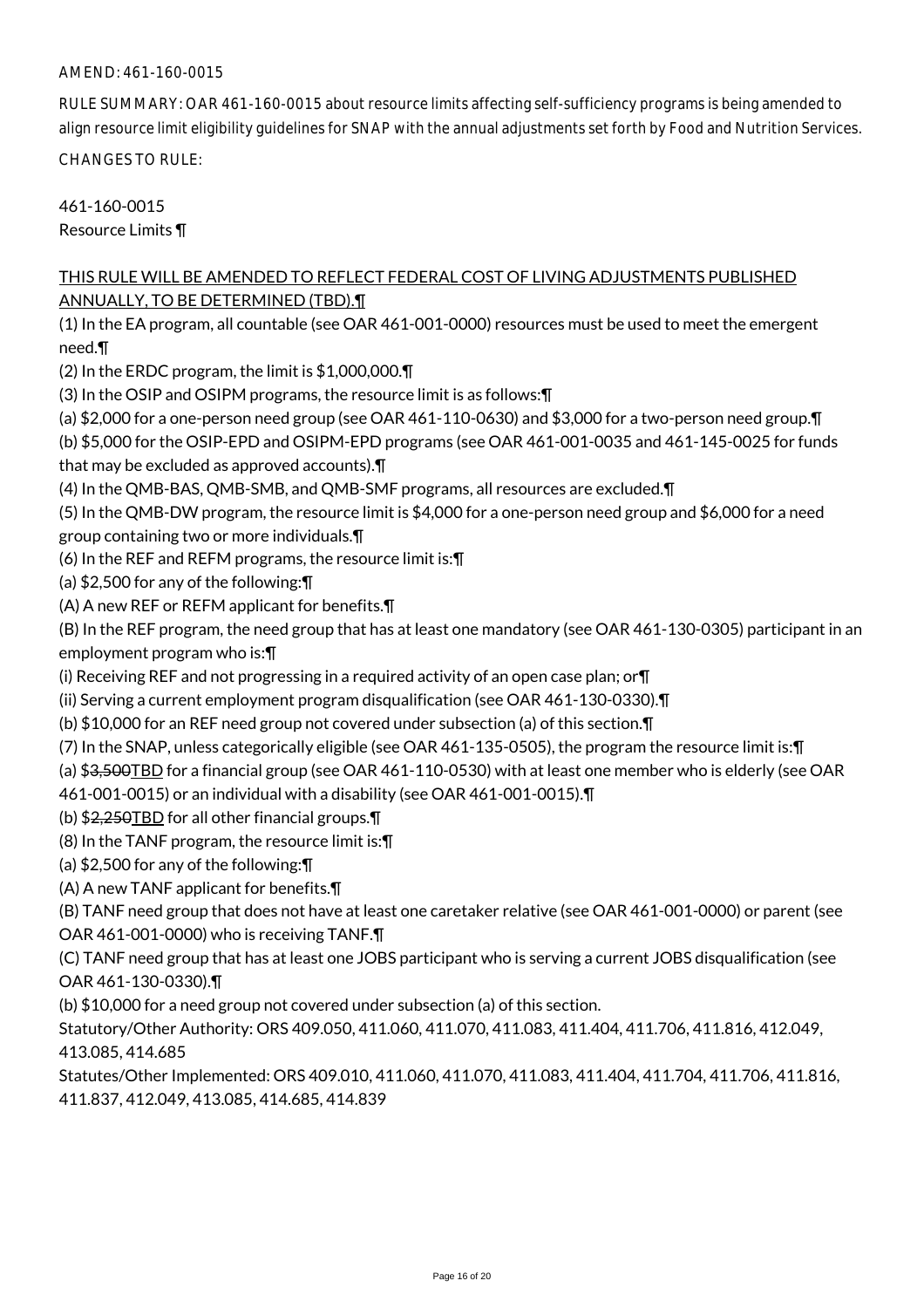AMEND: 461-160-0015

RULE SUMMARY: OAR 461-160-0015 about resource limits affecting self-sufficiency programs is being amended to align resource limit eligibility guidelines for SNAP with the annual adjustments set forth by Food and Nutrition Services.

CHANGES TO RULE:

461-160-0015
Resource Limits ¶

<u>THIS RULE WILL BE AMENDED TO REFLECT FEDERAL COST OF LIVING ADJUSTMENTS PUBLISHED ANNUALLY, TO BE DETERMINED (TBD).</u>¶
(1) In the EA program, all countable (see OAR 461-001-0000) resources must be used to meet the emergent need.¶
(2) In the ERDC program, the limit is $1,000,000.¶
(3) In the OSIP and OSIPM programs, the resource limit is as follows:¶
(a) $2,000 for a one-person need group (see OAR 461-110-0630) and $3,000 for a two-person need group.¶
(b) $5,000 for the OSIP-EPD and OSIPM-EPD programs (see OAR 461-001-0035 and 461-145-0025 for funds that may be excluded as approved accounts).¶
(4) In the QMB-BAS, QMB-SMB, and QMB-SMF programs, all resources are excluded.¶
(5) In the QMB-DW program, the resource limit is $4,000 for a one-person need group and $6,000 for a need group containing two or more individuals.¶
(6) In the REF and REFM programs, the resource limit is:¶
(a) $2,500 for any of the following:¶
(A) A new REF or REFM applicant for benefits.¶
(B) In the REF program, the need group that has at least one mandatory (see OAR 461-130-0305) participant in an employment program who is:¶
(i) Receiving REF and not progressing in a required activity of an open case plan; or¶
(ii) Serving a current employment program disqualification (see OAR 461-130-0330).¶
(b) $10,000 for an REF need group not covered under subsection (a) of this section.¶
(7) In the SNAP, unless categorically eligible (see OAR 461-135-0505), the program the resource limit is:¶
(a) $~~3,500~~<u>TBD</u> for a financial group (see OAR 461-110-0530) with at least one member who is elderly (see OAR 461-001-0015) or an individual with a disability (see OAR 461-001-0015).¶
(b) $~~2,250~~<u>TBD</u> for all other financial groups.¶
(8) In the TANF program, the resource limit is:¶
(a) $2,500 for any of the following:¶
(A) A new TANF applicant for benefits.¶
(B) TANF need group that does not have at least one caretaker relative (see OAR 461-001-0000) or parent (see OAR 461-001-0000) who is receiving TANF.¶
(C) TANF need group that has at least one JOBS participant who is serving a current JOBS disqualification (see OAR 461-130-0330).¶
(b) $10,000 for a need group not covered under subsection (a) of this section.

Statutory/Other Authority: ORS 409.050, 411.060, 411.070, 411.083, 411.404, 411.706, 411.816, 412.049, 413.085, 414.685

Statutes/Other Implemented: ORS 409.010, 411.060, 411.070, 411.083, 411.404, 411.704, 411.706, 411.816, 411.837, 412.049, 413.085, 414.685, 414.839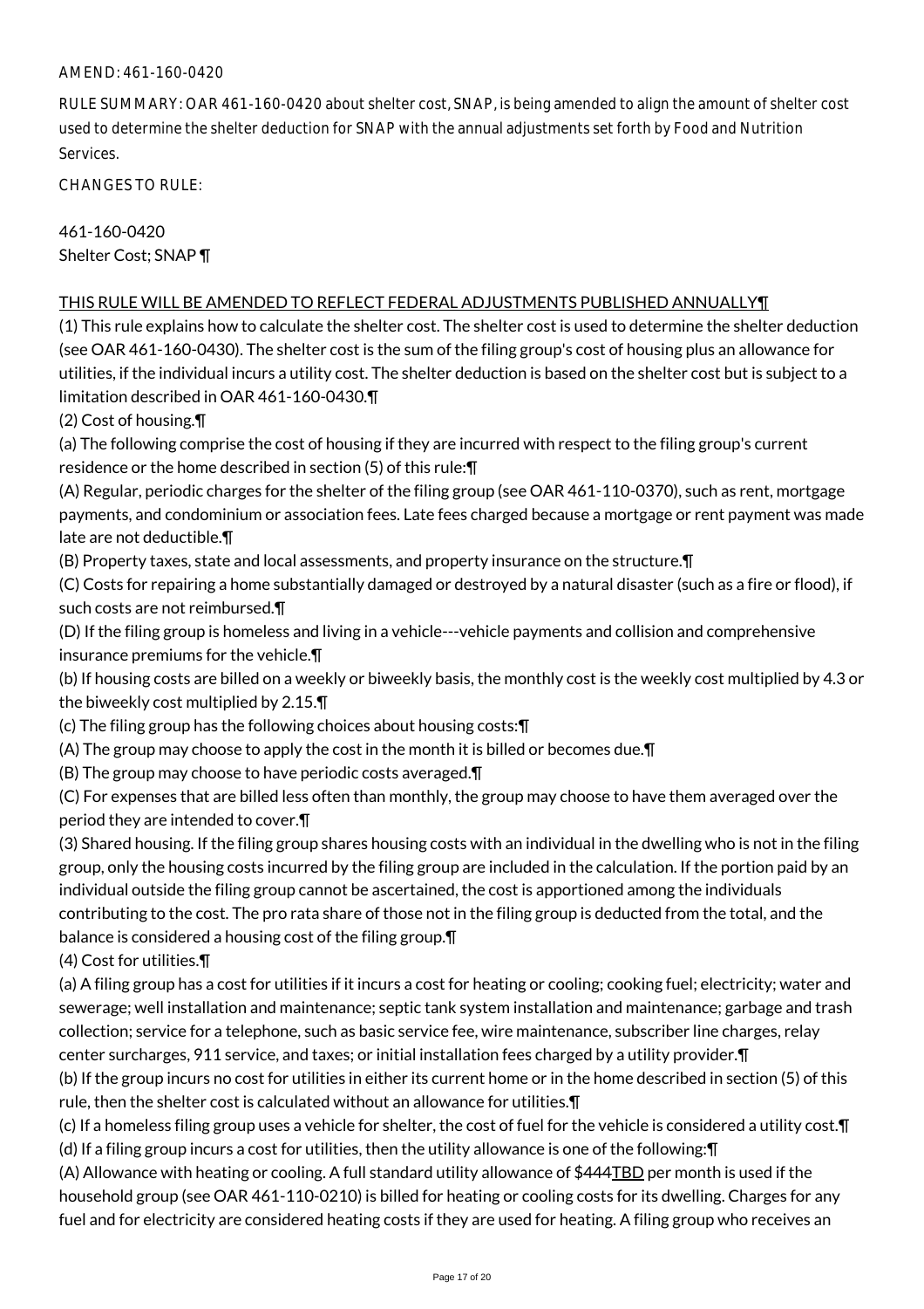AMEND: 461-160-0420

RULE SUMMARY: OAR 461-160-0420 about shelter cost, SNAP, is being amended to align the amount of shelter cost used to determine the shelter deduction for SNAP with the annual adjustments set forth by Food and Nutrition Services.

CHANGES TO RULE:

461-160-0420
Shelter Cost; SNAP ¶

THIS RULE WILL BE AMENDED TO REFLECT FEDERAL ADJUSTMENTS PUBLISHED ANNUALLY¶
(1) This rule explains how to calculate the shelter cost. The shelter cost is used to determine the shelter deduction (see OAR 461-160-0430). The shelter cost is the sum of the filing group's cost of housing plus an allowance for utilities, if the individual incurs a utility cost. The shelter deduction is based on the shelter cost but is subject to a limitation described in OAR 461-160-0430.¶
(2) Cost of housing.¶
(a) The following comprise the cost of housing if they are incurred with respect to the filing group's current residence or the home described in section (5) of this rule:¶
(A) Regular, periodic charges for the shelter of the filing group (see OAR 461-110-0370), such as rent, mortgage payments, and condominium or association fees. Late fees charged because a mortgage or rent payment was made late are not deductible.¶
(B) Property taxes, state and local assessments, and property insurance on the structure.¶
(C) Costs for repairing a home substantially damaged or destroyed by a natural disaster (such as a fire or flood), if such costs are not reimbursed.¶
(D) If the filing group is homeless and living in a vehicle---vehicle payments and collision and comprehensive insurance premiums for the vehicle.¶
(b) If housing costs are billed on a weekly or biweekly basis, the monthly cost is the weekly cost multiplied by 4.3 or the biweekly cost multiplied by 2.15.¶
(c) The filing group has the following choices about housing costs:¶
(A) The group may choose to apply the cost in the month it is billed or becomes due.¶
(B) The group may choose to have periodic costs averaged.¶
(C) For expenses that are billed less often than monthly, the group may choose to have them averaged over the period they are intended to cover.¶
(3) Shared housing. If the filing group shares housing costs with an individual in the dwelling who is not in the filing group, only the housing costs incurred by the filing group are included in the calculation. If the portion paid by an individual outside the filing group cannot be ascertained, the cost is apportioned among the individuals contributing to the cost. The pro rata share of those not in the filing group is deducted from the total, and the balance is considered a housing cost of the filing group.¶
(4) Cost for utilities.¶
(a) A filing group has a cost for utilities if it incurs a cost for heating or cooling; cooking fuel; electricity; water and sewerage; well installation and maintenance; septic tank system installation and maintenance; garbage and trash collection; service for a telephone, such as basic service fee, wire maintenance, subscriber line charges, relay center surcharges, 911 service, and taxes; or initial installation fees charged by a utility provider.¶
(b) If the group incurs no cost for utilities in either its current home or in the home described in section (5) of this rule, then the shelter cost is calculated without an allowance for utilities.¶
(c) If a homeless filing group uses a vehicle for shelter, the cost of fuel for the vehicle is considered a utility cost.¶
(d) If a filing group incurs a cost for utilities, then the utility allowance is one of the following:¶
(A) Allowance with heating or cooling. A full standard utility allowance of $444TBD per month is used if the household group (see OAR 461-110-0210) is billed for heating or cooling costs for its dwelling. Charges for any fuel and for electricity are considered heating costs if they are used for heating. A filing group who receives an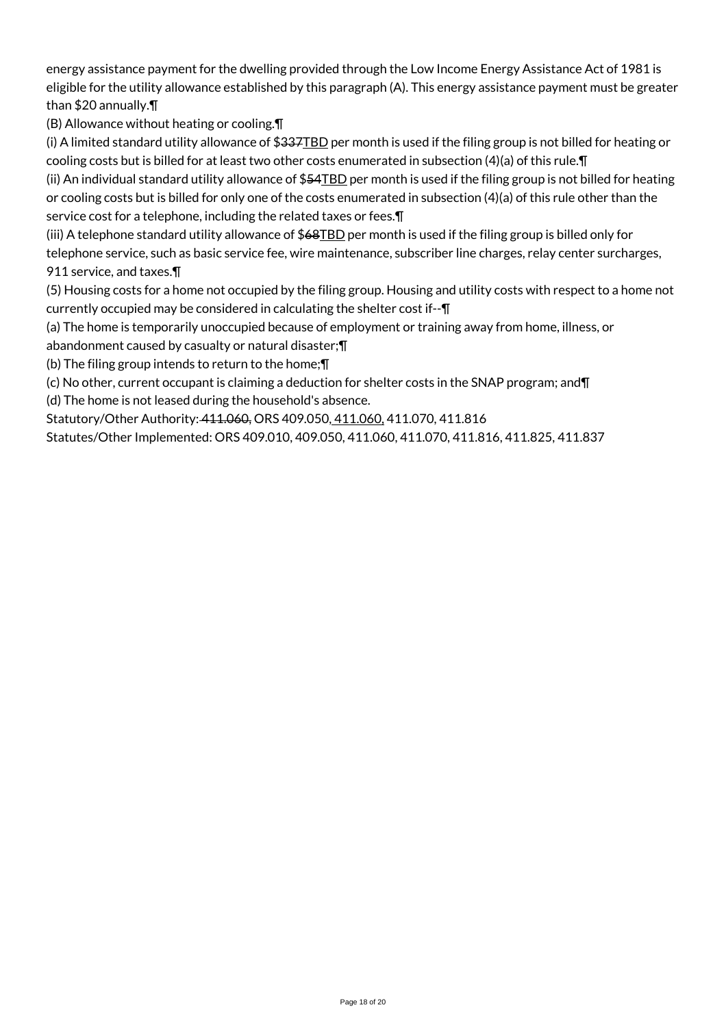energy assistance payment for the dwelling provided through the Low Income Energy Assistance Act of 1981 is eligible for the utility allowance established by this paragraph (A). This energy assistance payment must be greater than $20 annually.¶

(B) Allowance without heating or cooling.¶

(i) A limited standard utility allowance of $~~337~~TBD per month is used if the filing group is not billed for heating or cooling costs but is billed for at least two other costs enumerated in subsection (4)(a) of this rule.¶

(ii) An individual standard utility allowance of $~~54~~TBD per month is used if the filing group is not billed for heating or cooling costs but is billed for only one of the costs enumerated in subsection (4)(a) of this rule other than the service cost for a telephone, including the related taxes or fees.¶

(iii) A telephone standard utility allowance of $~~68~~TBD per month is used if the filing group is billed only for telephone service, such as basic service fee, wire maintenance, subscriber line charges, relay center surcharges, 911 service, and taxes.¶

(5) Housing costs for a home not occupied by the filing group. Housing and utility costs with respect to a home not currently occupied may be considered in calculating the shelter cost if--¶

(a) The home is temporarily unoccupied because of employment or training away from home, illness, or abandonment caused by casualty or natural disaster;¶

(b) The filing group intends to return to the home;¶

(c) No other, current occupant is claiming a deduction for shelter costs in the SNAP program; and¶

(d) The home is not leased during the household's absence.

Statutory/Other Authority: ~~411.060,~~ ORS 409.050, 411.060, 411.070, 411.816

Statutes/Other Implemented: ORS 409.010, 409.050, 411.060, 411.070, 411.816, 411.825, 411.837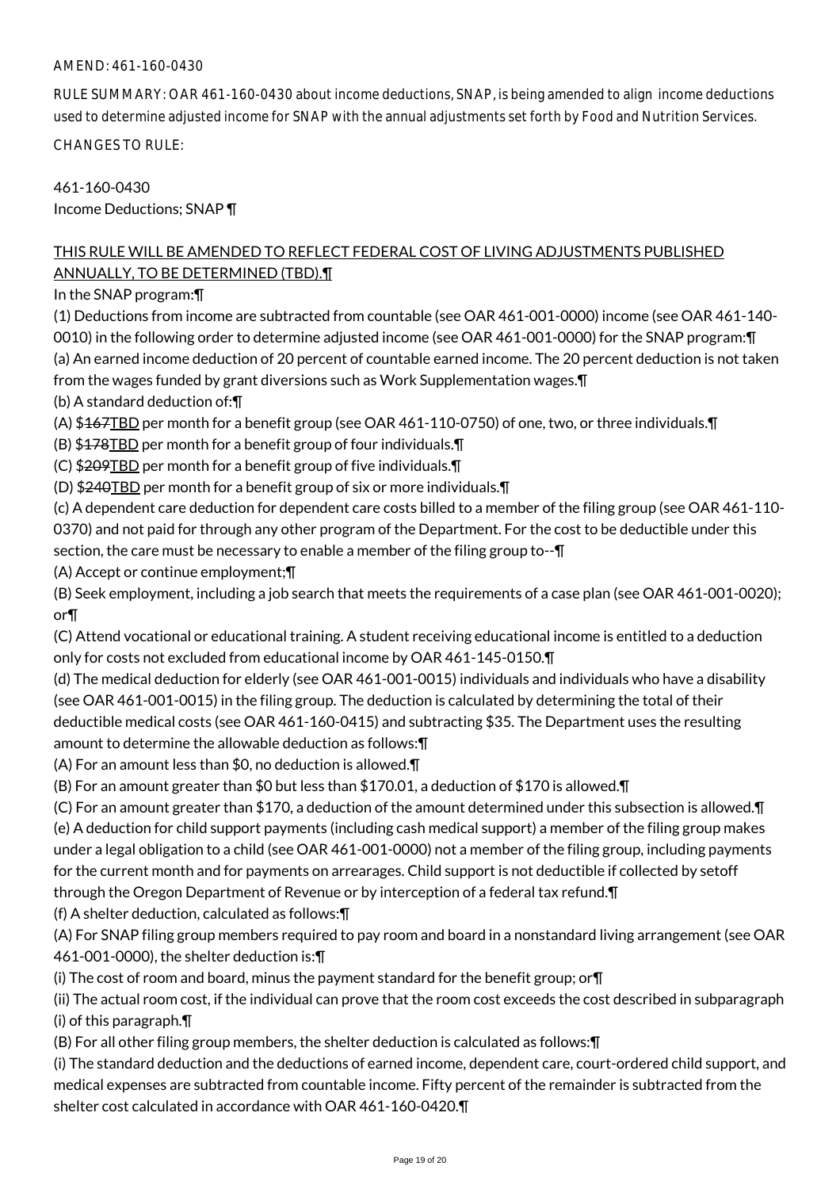AMEND: 461-160-0430

RULE SUMMARY: OAR 461-160-0430 about income deductions, SNAP, is being amended to align income deductions used to determine adjusted income for SNAP with the annual adjustments set forth by Food and Nutrition Services.

CHANGES TO RULE:

461-160-0430
Income Deductions; SNAP ¶

<u>THIS RULE WILL BE AMENDED TO REFLECT FEDERAL COST OF LIVING ADJUSTMENTS PUBLISHED ANNUALLY, TO BE DETERMINED (TBD).¶</u>

In the SNAP program:¶

(1) Deductions from income are subtracted from countable (see OAR 461-001-0000) income (see OAR 461-140-0010) in the following order to determine adjusted income (see OAR 461-001-0000) for the SNAP program:¶

(a) An earned income deduction of 20 percent of countable earned income. The 20 percent deduction is not taken from the wages funded by grant diversions such as Work Supplementation wages.¶

(b) A standard deduction of:¶

(A) $~~167~~<u>TBD</u> per month for a benefit group (see OAR 461-110-0750) of one, two, or three individuals.¶

(B) $~~178~~<u>TBD</u> per month for a benefit group of four individuals.¶

(C) $~~209~~<u>TBD</u> per month for a benefit group of five individuals.¶

(D) $~~240~~<u>TBD</u> per month for a benefit group of six or more individuals.¶

(c) A dependent care deduction for dependent care costs billed to a member of the filing group (see OAR 461-110-0370) and not paid for through any other program of the Department. For the cost to be deductible under this section, the care must be necessary to enable a member of the filing group to--¶

(A) Accept or continue employment;¶

(B) Seek employment, including a job search that meets the requirements of a case plan (see OAR 461-001-0020); or¶

(C) Attend vocational or educational training. A student receiving educational income is entitled to a deduction only for costs not excluded from educational income by OAR 461-145-0150.¶

(d) The medical deduction for elderly (see OAR 461-001-0015) individuals and individuals who have a disability (see OAR 461-001-0015) in the filing group. The deduction is calculated by determining the total of their deductible medical costs (see OAR 461-160-0415) and subtracting $35. The Department uses the resulting amount to determine the allowable deduction as follows:¶

(A) For an amount less than $0, no deduction is allowed.¶

(B) For an amount greater than $0 but less than $170.01, a deduction of $170 is allowed.¶

(C) For an amount greater than $170, a deduction of the amount determined under this subsection is allowed.¶

(e) A deduction for child support payments (including cash medical support) a member of the filing group makes under a legal obligation to a child (see OAR 461-001-0000) not a member of the filing group, including payments for the current month and for payments on arrearages. Child support is not deductible if collected by setoff through the Oregon Department of Revenue or by interception of a federal tax refund.¶

(f) A shelter deduction, calculated as follows:¶

(A) For SNAP filing group members required to pay room and board in a nonstandard living arrangement (see OAR 461-001-0000), the shelter deduction is:¶

(i) The cost of room and board, minus the payment standard for the benefit group; or¶

(ii) The actual room cost, if the individual can prove that the room cost exceeds the cost described in subparagraph (i) of this paragraph.¶

(B) For all other filing group members, the shelter deduction is calculated as follows:¶

(i) The standard deduction and the deductions of earned income, dependent care, court-ordered child support, and medical expenses are subtracted from countable income. Fifty percent of the remainder is subtracted from the shelter cost calculated in accordance with OAR 461-160-0420.¶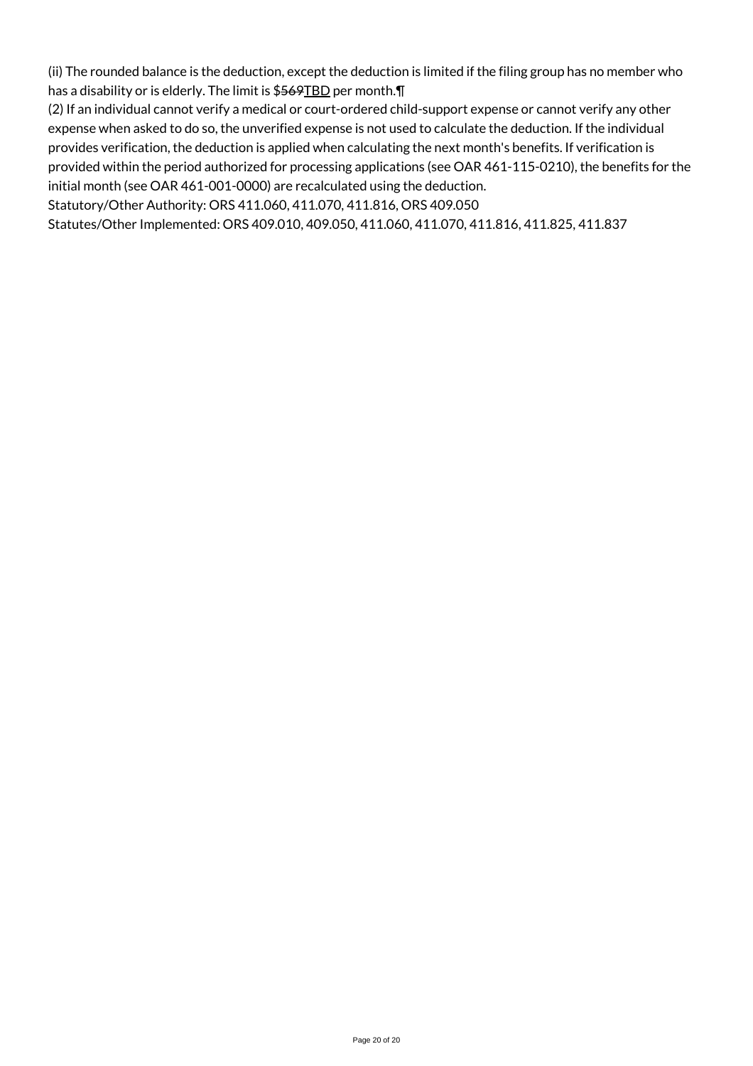(ii) The rounded balance is the deduction, except the deduction is limited if the filing group has no member who has a disability or is elderly. The limit is $~~569~~TBD per month.¶

(2) If an individual cannot verify a medical or court-ordered child-support expense or cannot verify any other expense when asked to do so, the unverified expense is not used to calculate the deduction. If the individual provides verification, the deduction is applied when calculating the next month's benefits. If verification is provided within the period authorized for processing applications (see OAR 461-115-0210), the benefits for the initial month (see OAR 461-001-0000) are recalculated using the deduction.

Statutory/Other Authority: ORS 411.060, 411.070, 411.816, ORS 409.050

Statutes/Other Implemented: ORS 409.010, 409.050, 411.060, 411.070, 411.816, 411.825, 411.837